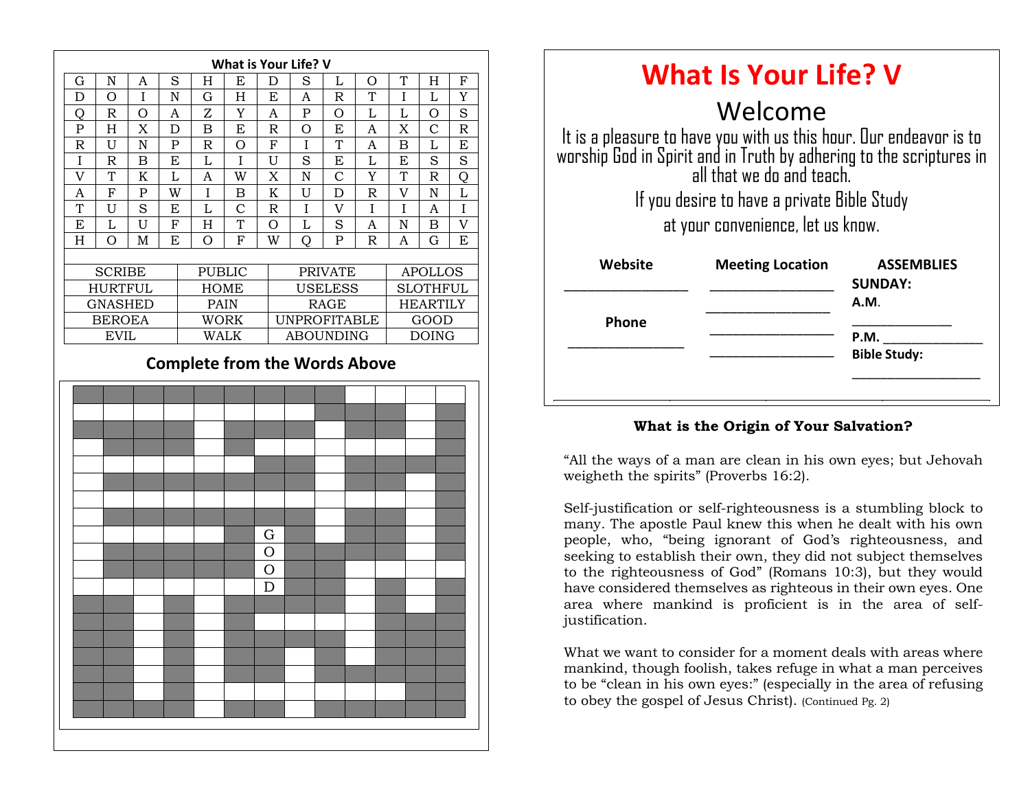## What is Your Life? V

| G | N | A | S | H | E | D | S | L | O | T | H | F |
|---|---|---|---|---|---|---|---|---|---|---|---|---|
| D | O | I | N | G | H | E | A | R | T | I | L | Y |
| Q | R | O | A | Z | Y | A | P | O | L | L | O | S |
| P | H | X | D | B | E | R | O | E | A | X | C | R |
| R | U | N | P | R | O | F | I | T | A | B | L | E |
| I | R | B | E | L | I | U | S | E | L | E | S | S |
| V | T | K | L | A | W | X | N | C | Y | T | R | Q |
| A | F | P | W | I | B | K | U | D | R | V | N | L |
| T | U | S | E | L | C | R | I | V | I | I | A | I |
| E | L | U | F | H | T | O | L | S | A | N | B | V |
| H | O | M | E | O | F | W | Q | P | R | A | G | E |

| | | | |
|---|---|---|---|
| SCRIBE | PUBLIC | PRIVATE | APOLLOS |
| HURTFUL | HOME | USELESS | SLOTHFUL |
| GNASHED | PAIN | RAGE | HEARTILY |
| BEROEA | WORK | UNPROFITABLE | GOOD |
| EVIL | WALK | ABOUNDING | DOING |

## Complete from the Words Above

G
O
O
D

# What Is Your Life? V

## Welcome

It is a pleasure to have you with us this hour. Our endeavor is to worship God in Spirit and in Truth by adhering to the scriptures in all that we do and teach.

If you desire to have a private Bible Study at your convenience, let us know.

| **Website** | **Meeting Location** | **ASSEMBLIES** |
|---|---|---|
| ________________ | ________________ | **SUNDAY:** |
| **Phone** | ________________ | **A.M.** ____________ |
| ________________ | ________________ | **P.M.** ____________ |
| | ________________ | **Bible Study:** ____________ |

### What is the Origin of Your Salvation?

"All the ways of a man are clean in his own eyes; but Jehovah weigheth the spirits" (Proverbs 16:2).

Self-justification or self-righteousness is a stumbling block to many. The apostle Paul knew this when he dealt with his own people, who, "being ignorant of God's righteousness, and seeking to establish their own, they did not subject themselves to the righteousness of God" (Romans 10:3), but they would have considered themselves as righteous in their own eyes. One area where mankind is proficient is in the area of self-justification.

What we want to consider for a moment deals with areas where mankind, though foolish, takes refuge in what a man perceives to be "clean in his own eyes:" (especially in the area of refusing to obey the gospel of Jesus Christ). (Continued Pg. 2)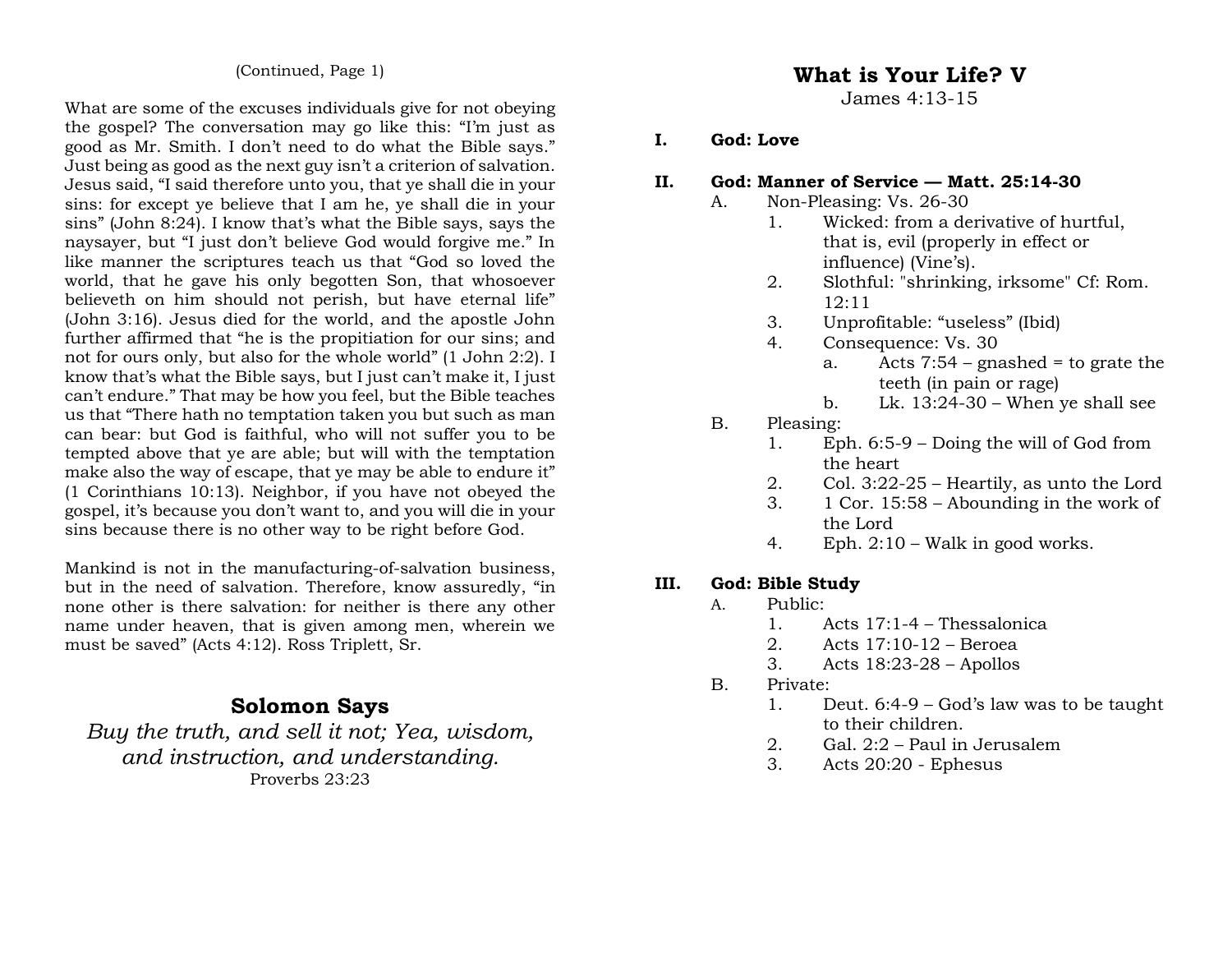(Continued, Page 1)

What are some of the excuses individuals give for not obeying the gospel? The conversation may go like this: "I'm just as good as Mr. Smith. I don't need to do what the Bible says." Just being as good as the next guy isn't a criterion of salvation. Jesus said, "I said therefore unto you, that ye shall die in your sins: for except ye believe that I am he, ye shall die in your sins" (John 8:24). I know that's what the Bible says, says the naysayer, but "I just don't believe God would forgive me." In like manner the scriptures teach us that "God so loved the world, that he gave his only begotten Son, that whosoever believeth on him should not perish, but have eternal life" (John 3:16). Jesus died for the world, and the apostle John further affirmed that "he is the propitiation for our sins; and not for ours only, but also for the whole world" (1 John 2:2). I know that's what the Bible says, but I just can't make it, I just can't endure." That may be how you feel, but the Bible teaches us that "There hath no temptation taken you but such as man can bear: but God is faithful, who will not suffer you to be tempted above that ye are able; but will with the temptation make also the way of escape, that ye may be able to endure it" (1 Corinthians 10:13). Neighbor, if you have not obeyed the gospel, it's because you don't want to, and you will die in your sins because there is no other way to be right before God.

Mankind is not in the manufacturing-of-salvation business, but in the need of salvation. Therefore, know assuredly, "in none other is there salvation: for neither is there any other name under heaven, that is given among men, wherein we must be saved" (Acts 4:12). Ross Triplett, Sr.

## Solomon Says

*Buy the truth, and sell it not; Yea, wisdom, and instruction, and understanding.*
Proverbs 23:23

# What is Your Life? V

James 4:13-15

**I. God: Love**

**II. God: Manner of Service — Matt. 25:14-30**

- A. Non-Pleasing: Vs. 26-30
  1. Wicked: from a derivative of hurtful, that is, evil (properly in effect or influence) (Vine's).
  2. Slothful: "shrinking, irksome" Cf: Rom. 12:11
  3. Unprofitable: "useless" (Ibid)
  4. Consequence: Vs. 30
     - a. Acts 7:54 – gnashed = to grate the teeth (in pain or rage)
     - b. Lk. 13:24-30 – When ye shall see
- B. Pleasing:
  1. Eph. 6:5-9 – Doing the will of God from the heart
  2. Col. 3:22-25 – Heartily, as unto the Lord
  3. 1 Cor. 15:58 – Abounding in the work of the Lord
  4. Eph. 2:10 – Walk in good works.

**III. God: Bible Study**

- A. Public:
  1. Acts 17:1-4 – Thessalonica
  2. Acts 17:10-12 – Beroea
  3. Acts 18:23-28 – Apollos
- B. Private:
  1. Deut. 6:4-9 – God's law was to be taught to their children.
  2. Gal. 2:2 – Paul in Jerusalem
  3. Acts 20:20 - Ephesus